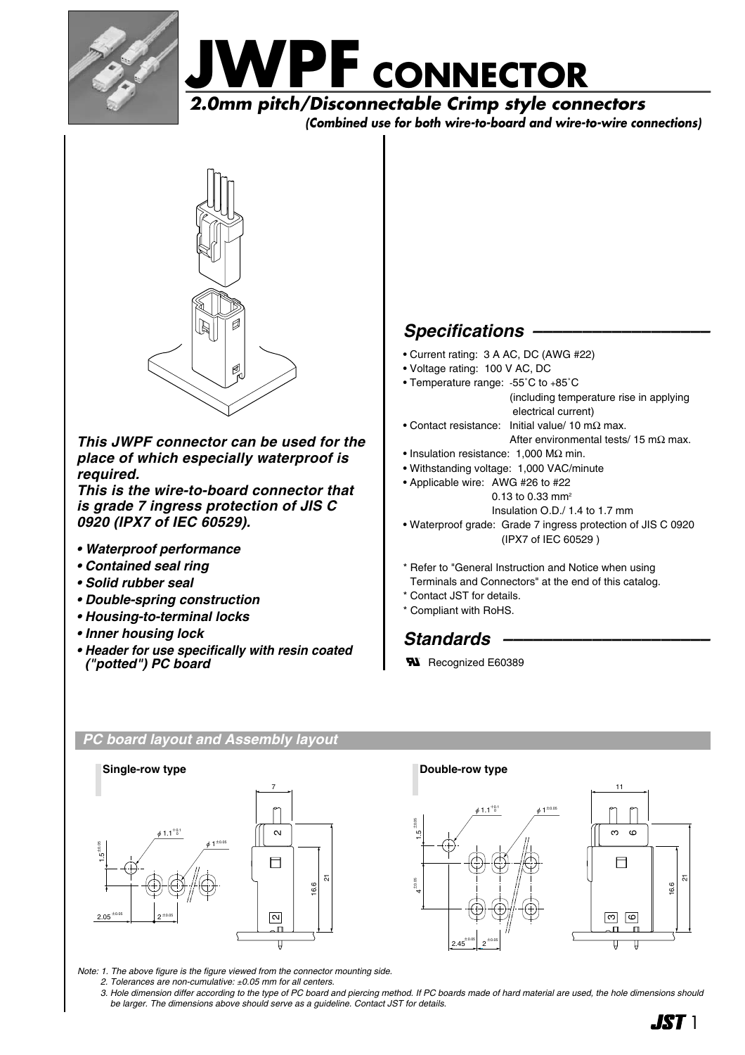# JWPF CONNECTOR

## *2.0mm pitch/Disconnectable Crimp style connectors*

***(Combined use for both wire-to-board and wire-to-wire connections)***

***This JWPF connector can be used for the place of which especially waterproof is required.***
***This is the wire-to-board connector that is grade 7 ingress protection of JIS C 0920 (IPX7 of IEC 60529).***

- ***Waterproof performance***
- ***Contained seal ring***
- ***Solid rubber seal***
- ***Double-spring construction***
- ***Housing-to-terminal locks***
- ***Inner housing lock***
- ***Header for use specifically with resin coated ("potted") PC board***

## *Specifications*

- Current rating: 3 A AC, DC (AWG #22)
- Voltage rating: 100 V AC, DC
- Temperature range: -55˚C to +85˚C (including temperature rise in applying electrical current)
- Contact resistance: Initial value/ 10 mΩ max. After environmental tests/ 15 mΩ max.
- Insulation resistance: 1,000 MΩ min.
- Withstanding voltage: 1,000 VAC/minute
- Applicable wire: AWG #26 to #22, 0.13 to 0.33 mm², Insulation O.D./ 1.4 to 1.7 mm
- Waterproof grade: Grade 7 ingress protection of JIS C 0920 (IPX7 of IEC 60529 )

\* Refer to "General Instruction and Notice when using Terminals and Connectors" at the end of this catalog.
\* Contact JST for details.
\* Compliant with RoHS.

## *Standards*

Recognized E60389

## *PC board layout and Assembly layout*

**Single-row type**

**Double-row type**

*Note: 1. The above figure is the figure viewed from the connector mounting side.*
*2. Tolerances are non-cumulative: ±0.05 mm for all centers.*
*3. Hole dimension differ according to the type of PC board and piercing method. If PC boards made of hard material are used, the hole dimensions should be larger. The dimensions above should serve as a guideline. Contact JST for details.*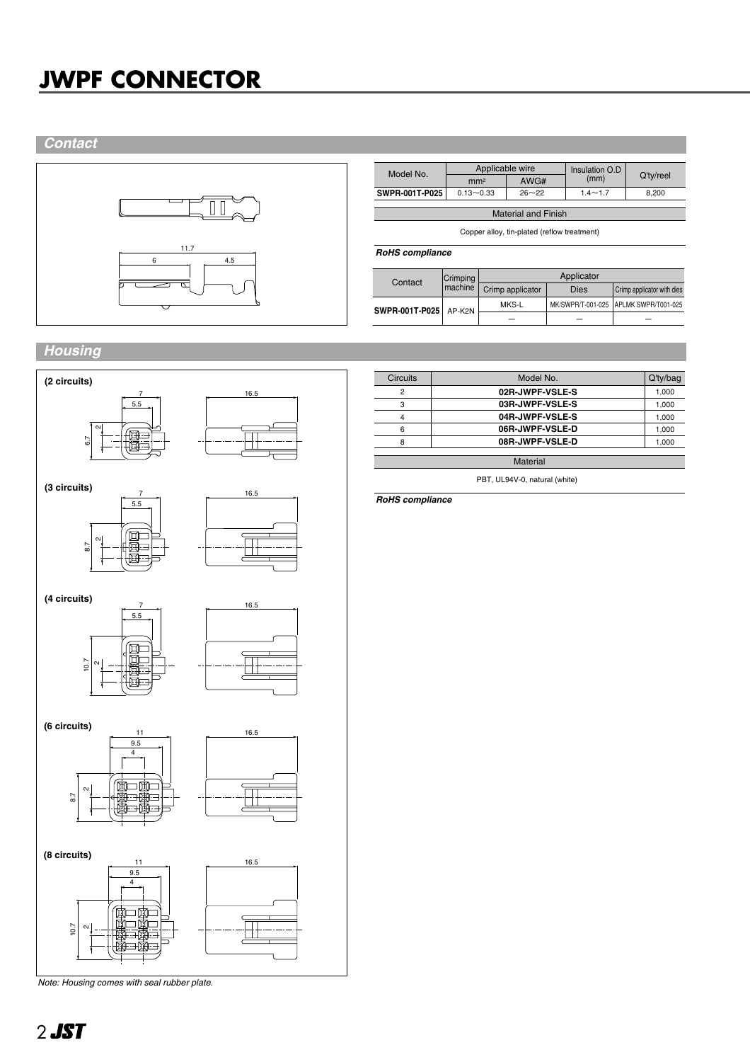# JWPF CONNECTOR

## Contact

| Model No. | Applicable wire | | Insulation O.D (mm) | Q'ty/reel |
|---|---|---|---|---|
| | mm² | AWG# | | |
| **SWPR-001T-P025** | 0.13～0.33 | 26～22 | 1.4～1.7 | 8,200 |

| Material and Finish |
|---|
| Copper alloy, tin-plated (reflow treatment) |

***RoHS compliance***

| Contact | Crimping machine | Applicator | | |
|---|---|---|---|---|
| | | Crimp applicator | Dies | Crimp applicator with dies |
| **SWPR-001T-P025** | AP-K2N | MKS-L | MK/SWPR/T-001-025 | APLMK SWPR/T001-025 |
| | | — | — | — |

## Housing

| Circuits | Model No. | Q'ty/bag |
|---|---|---|
| 2 | **02R-JWPF-VSLE-S** | 1,000 |
| 3 | **03R-JWPF-VSLE-S** | 1,000 |
| 4 | **04R-JWPF-VSLE-S** | 1,000 |
| 6 | **06R-JWPF-VSLE-D** | 1,000 |
| 8 | **08R-JWPF-VSLE-D** | 1,000 |

| Material |
|---|
| PBT, UL94V-0, natural (white) |

***RoHS compliance***

*Note: Housing comes with seal rubber plate.*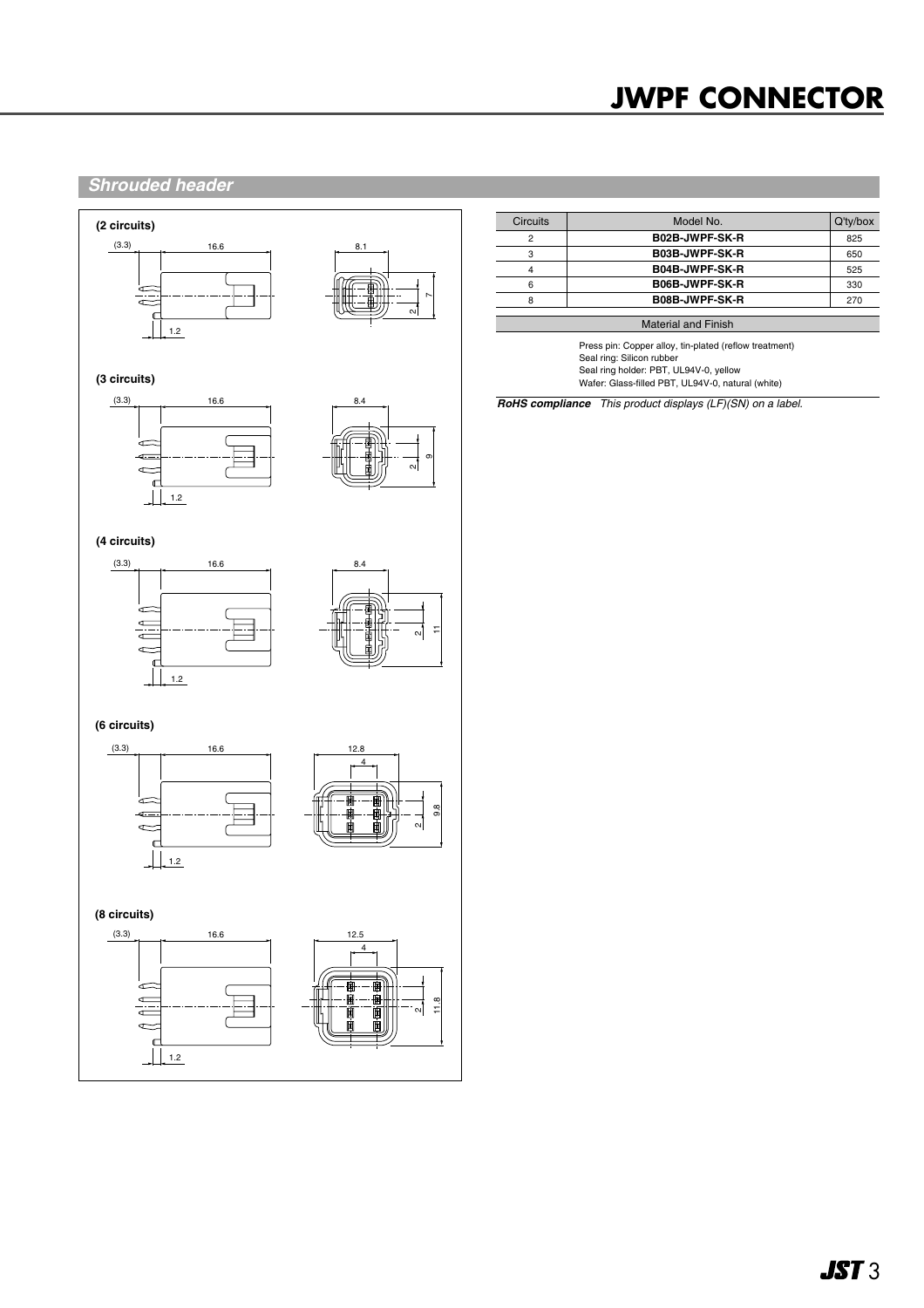# JWPF CONNECTOR

## Shrouded header

**(2 circuits)**

(3.3)
16.6
1.2
8.1
2
7

**(3 circuits)**

(3.3)
16.6
1.2
8.4
2
9

**(4 circuits)**

(3.3)
16.6
1.2
8.4
2
11

**(6 circuits)**

(3.3)
16.6
1.2
12.8
4
2
9.8

**(8 circuits)**

(3.3)
16.6
1.2
12.5
4
2
11.8

| Circuits | Model No. | Q'ty/box |
|---|---|---|
| 2 | **B02B-JWPF-SK-R** | 825 |
| 3 | **B03B-JWPF-SK-R** | 650 |
| 4 | **B04B-JWPF-SK-R** | 525 |
| 6 | **B06B-JWPF-SK-R** | 330 |
| 8 | **B08B-JWPF-SK-R** | 270 |

**Material and Finish**

Press pin: Copper alloy, tin-plated (reflow treatment)
Seal ring: Silicon rubber
Seal ring holder: PBT, UL94V-0, yellow
Wafer: Glass-filled PBT, UL94V-0, natural (white)

***RoHS compliance*** *This product displays (LF)(SN) on a label.*